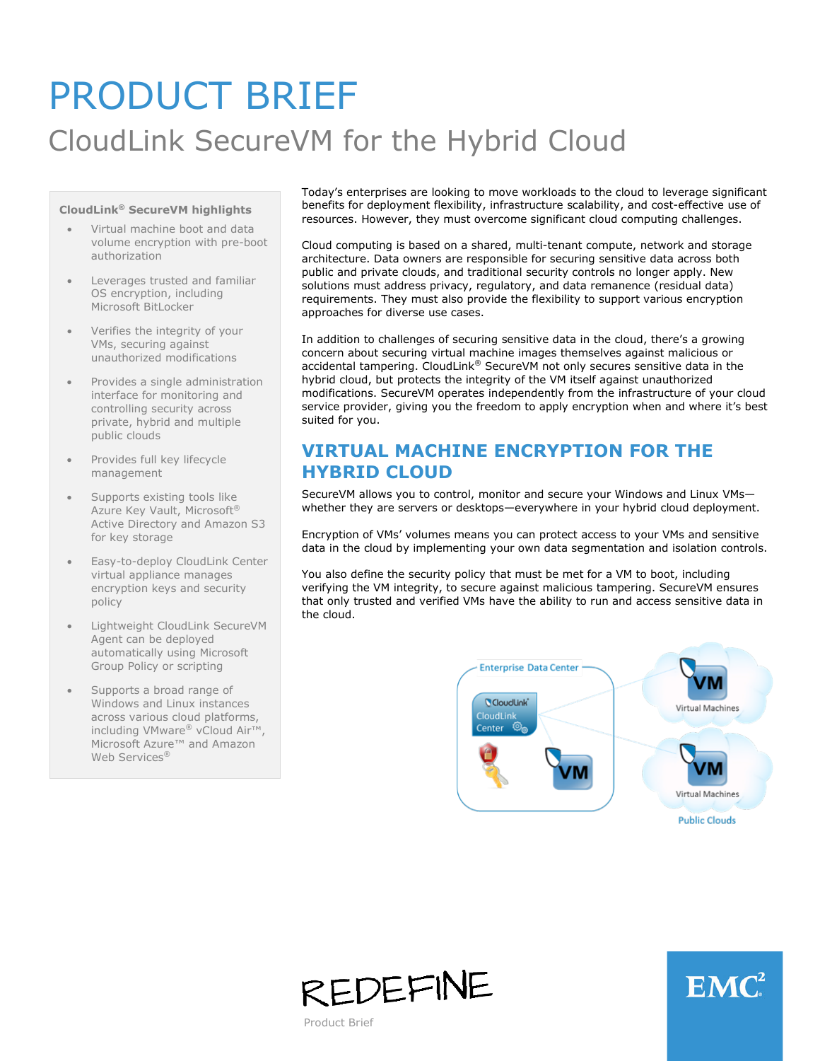# PRODUCT BRIEF

## CloudLink SecureVM for the Hybrid Cloud

**CloudLink® SecureVM highlights**

- Virtual machine boot and data volume encryption with pre-boot authorization
- Leverages trusted and familiar OS encryption, including Microsoft BitLocker
- Verifies the integrity of your VMs, securing against unauthorized modifications
- Provides a single administration interface for monitoring and controlling security across private, hybrid and multiple public clouds
- Provides full key lifecycle management
- Supports existing tools like Azure Key Vault, Microsoft® Active Directory and Amazon S3 for key storage
- Easy-to-deploy CloudLink Center virtual appliance manages encryption keys and security policy
- Lightweight CloudLink SecureVM Agent can be deployed automatically using Microsoft Group Policy or scripting
- Supports a broad range of Windows and Linux instances across various cloud platforms, including VMware® vCloud Air™, Microsoft Azure™ and Amazon Web Services®

Today's enterprises are looking to move workloads to the cloud to leverage significant benefits for deployment flexibility, infrastructure scalability, and cost-effective use of resources. However, they must overcome significant cloud computing challenges.

Cloud computing is based on a shared, multi-tenant compute, network and storage architecture. Data owners are responsible for securing sensitive data across both public and private clouds, and traditional security controls no longer apply. New solutions must address privacy, regulatory, and data remanence (residual data) requirements. They must also provide the flexibility to support various encryption approaches for diverse use cases.

In addition to challenges of securing sensitive data in the cloud, there's a growing concern about securing virtual machine images themselves against malicious or accidental tampering. CloudLink® SecureVM not only secures sensitive data in the hybrid cloud, but protects the integrity of the VM itself against unauthorized modifications. SecureVM operates independently from the infrastructure of your cloud service provider, giving you the freedom to apply encryption when and where it's best suited for you.

## VIRTUAL MACHINE ENCRYPTION FOR THE HYBRID CLOUD

SecureVM allows you to control, monitor and secure your Windows and Linux VMs—whether they are servers or desktops—everywhere in your hybrid cloud deployment.

Encryption of VMs' volumes means you can protect access to your VMs and sensitive data in the cloud by implementing your own data segmentation and isolation controls.

You also define the security policy that must be met for a VM to boot, including verifying the VM integrity, to secure against malicious tampering. SecureVM ensures that only trusted and verified VMs have the ability to run and access sensitive data in the cloud.

Enterprise Data Center — CloudLink Center — VM

Virtual Machines — Virtual Machines — Public Clouds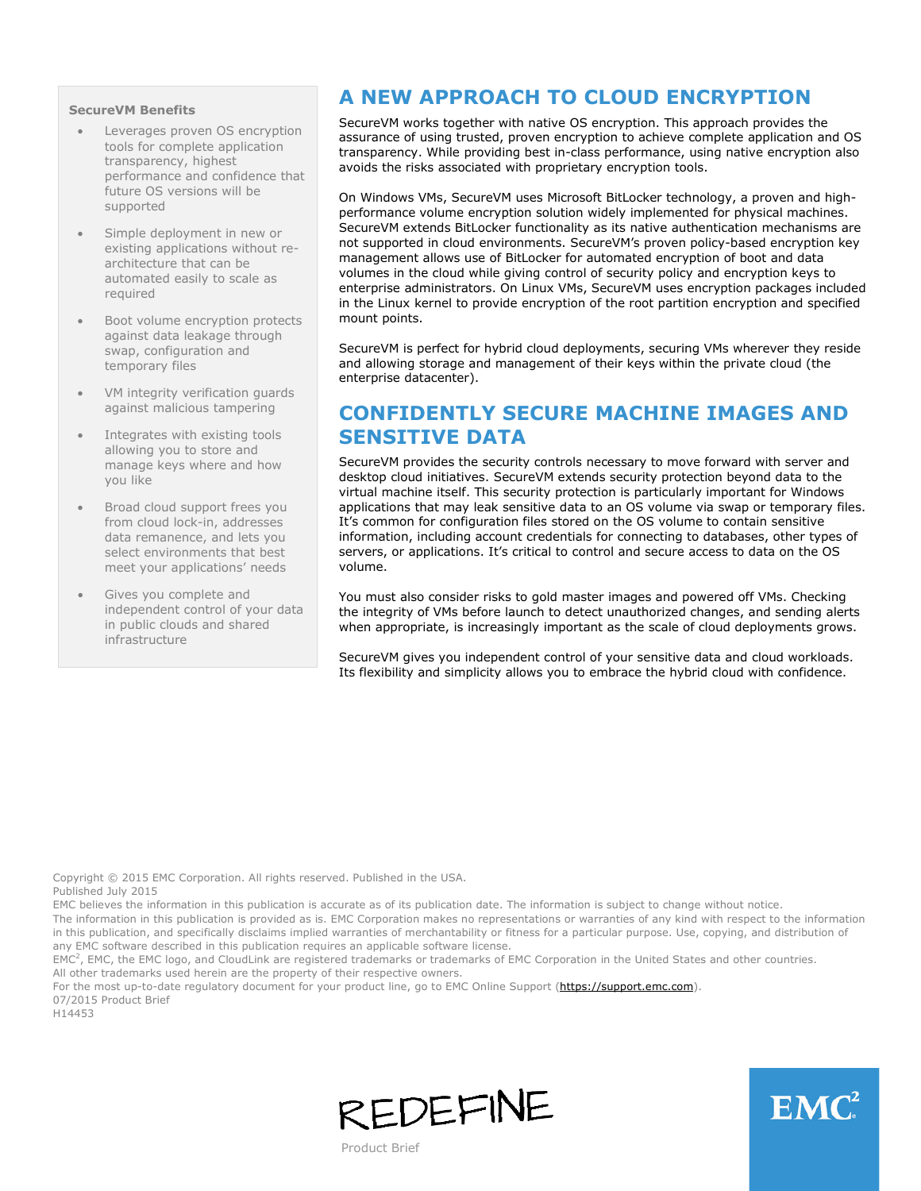## SecureVM Benefits

- Leverages proven OS encryption tools for complete application transparency, highest performance and confidence that future OS versions will be supported
- Simple deployment in new or existing applications without re-architecture that can be automated easily to scale as required
- Boot volume encryption protects against data leakage through swap, configuration and temporary files
- VM integrity verification guards against malicious tampering
- Integrates with existing tools allowing you to store and manage keys where and how you like
- Broad cloud support frees you from cloud lock-in, addresses data remanence, and lets you select environments that best meet your applications' needs
- Gives you complete and independent control of your data in public clouds and shared infrastructure

# A NEW APPROACH TO CLOUD ENCRYPTION

SecureVM works together with native OS encryption. This approach provides the assurance of using trusted, proven encryption to achieve complete application and OS transparency. While providing best in-class performance, using native encryption also avoids the risks associated with proprietary encryption tools.

On Windows VMs, SecureVM uses Microsoft BitLocker technology, a proven and high-performance volume encryption solution widely implemented for physical machines. SecureVM extends BitLocker functionality as its native authentication mechanisms are not supported in cloud environments. SecureVM's proven policy-based encryption key management allows use of BitLocker for automated encryption of boot and data volumes in the cloud while giving control of security policy and encryption keys to enterprise administrators. On Linux VMs, SecureVM uses encryption packages included in the Linux kernel to provide encryption of the root partition encryption and specified mount points.

SecureVM is perfect for hybrid cloud deployments, securing VMs wherever they reside and allowing storage and management of their keys within the private cloud (the enterprise datacenter).

# CONFIDENTLY SECURE MACHINE IMAGES AND SENSITIVE DATA

SecureVM provides the security controls necessary to move forward with server and desktop cloud initiatives. SecureVM extends security protection beyond data to the virtual machine itself. This security protection is particularly important for Windows applications that may leak sensitive data to an OS volume via swap or temporary files. It's common for configuration files stored on the OS volume to contain sensitive information, including account credentials for connecting to databases, other types of servers, or applications. It's critical to control and secure access to data on the OS volume.

You must also consider risks to gold master images and powered off VMs. Checking the integrity of VMs before launch to detect unauthorized changes, and sending alerts when appropriate, is increasingly important as the scale of cloud deployments grows.

SecureVM gives you independent control of your sensitive data and cloud workloads. Its flexibility and simplicity allows you to embrace the hybrid cloud with confidence.

Copyright © 2015 EMC Corporation. All rights reserved. Published in the USA.
Published July 2015
EMC believes the information in this publication is accurate as of its publication date. The information is subject to change without notice.
The information in this publication is provided as is. EMC Corporation makes no representations or warranties of any kind with respect to the information in this publication, and specifically disclaims implied warranties of merchantability or fitness for a particular purpose. Use, copying, and distribution of any EMC software described in this publication requires an applicable software license.
EMC[2], EMC, the EMC logo, and CloudLink are registered trademarks or trademarks of EMC Corporation in the United States and other countries.
All other trademarks used herein are the property of their respective owners.
For the most up-to-date regulatory document for your product line, go to EMC Online Support (https://support.emc.com).
07/2015 Product Brief
H14453

REDEFINE

Product Brief

EMC[2]